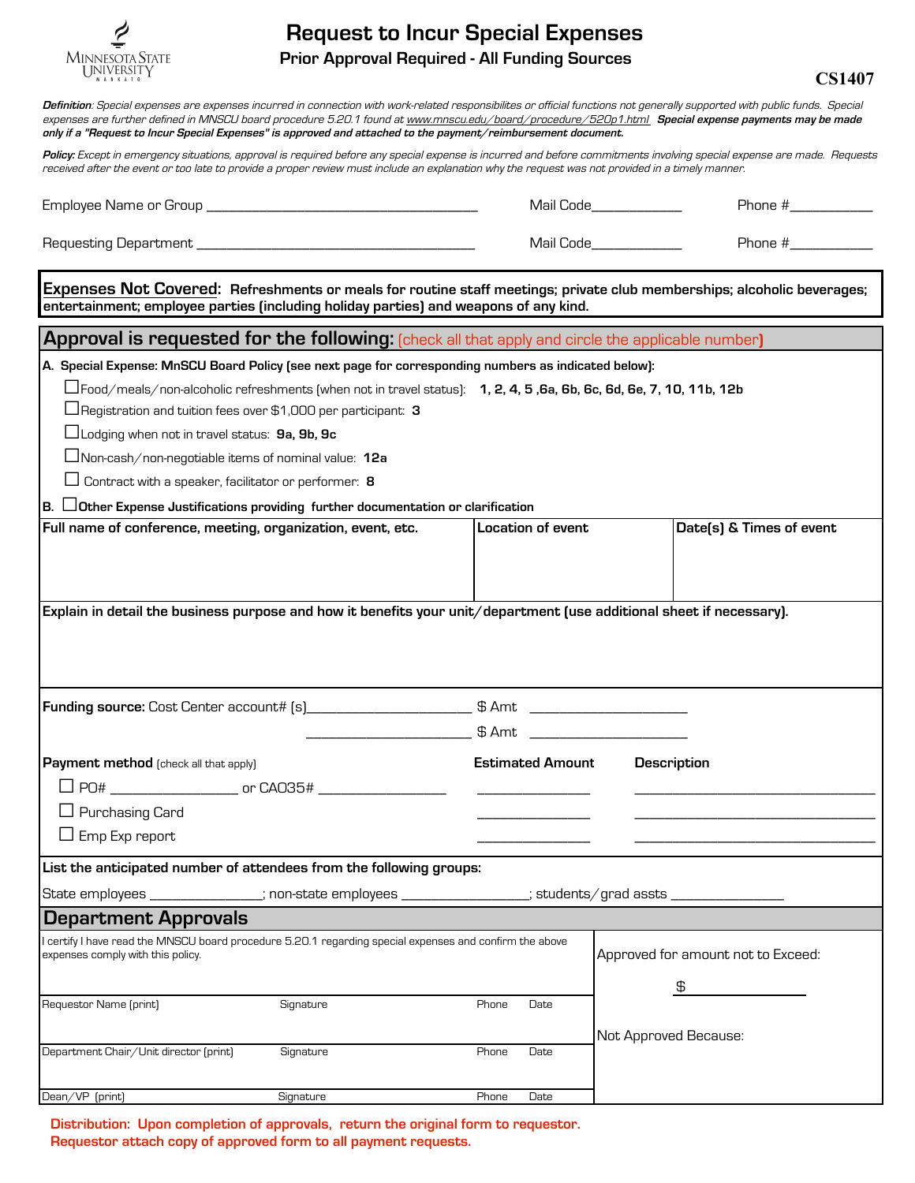Minnesota State University Mankato

# Request to Incur Special Expenses

## Prior Approval Required - All Funding Sources

**CS1407**

***Definition**: Special expenses are expenses incurred in connection with work-related responsibilites or official functions not generally supported with public funds. Special expenses are further defined in MNSCU board procedure 5.20.1 found at www.mnscu.edu/board/procedure/520p1.html* ***Special expense payments may be made only if a "Request to Incur Special Expenses" is approved and attached to the payment/reimbursement document.***

***Policy:** Except in emergency situations, approval is required before any special expense is incurred and before commitments involving special expense are made. Requests received after the event or too late to provide a proper review must include an explanation why the request was not provided in a timely manner.*

Employee Name or Group ______________________________ Mail Code__________ Phone #__________

Requesting Department ______________________________ Mail Code__________ Phone #__________

**Expenses Not Covered: Refreshments or meals for routine staff meetings; private club memberships; alcoholic beverages; entertainment; employee parties (including holiday parties) and weapons of any kind.**

## Approval is requested for the following: (check all that apply and circle the applicable number)

**A. Special Expense: MnSCU Board Policy (see next page for corresponding numbers as indicated below):**

- ☐ Food/meals/non-alcoholic refreshments (when not in travel status): **1, 2, 4, 5 ,6a, 6b, 6c, 6d, 6e, 7, 10, 11b, 12b**
- ☐ Registration and tuition fees over $1,000 per participant: **3**
- ☐ Lodging when not in travel status: **9a, 9b, 9c**
- ☐ Non-cash/non-negotiable items of nominal value: **12a**
- ☐ Contract with a speaker, facilitator or performer: **8**

**B.** ☐ **Other Expense Justifications providing further documentation or clarification**

| Full name of conference, meeting, organization, event, etc. | Location of event | Date(s) & Times of event |
|---|---|---|
| | | |

**Explain in detail the business purpose and how it benefits your unit/department (use additional sheet if necessary).**

**Funding source:** Cost Center account# (s)________________ $ Amt ________________

________________ $ Amt ________________

| **Payment method** (check all that apply) | **Estimated Amount** | **Description** |
|---|---|---|
| ☐ PO# ____________ or CA035# ____________ | ____________ | ____________ |
| ☐ Purchasing Card | ____________ | ____________ |
| ☐ Emp Exp report | ____________ | ____________ |

**List the anticipated number of attendees from the following groups:**

State employees ____________; non-state employees ____________; students/grad assts ____________

## Department Approvals

I certify I have read the MNSCU board procedure 5.20.1 regarding special expenses and confirm the above expenses comply with this policy.

| | | | | |
|---|---|---|---|---|
| Requestor Name (print) | Signature | Phone | Date | Approved for amount not to Exceed: $ ____________ |
| Department Chair/Unit director (print) | Signature | Phone | Date | Not Approved Because: |
| Dean/VP (print) | Signature | Phone | Date | |

**Distribution: Upon completion of approvals, return the original form to requestor.**
**Requestor attach copy of approved form to all payment requests.**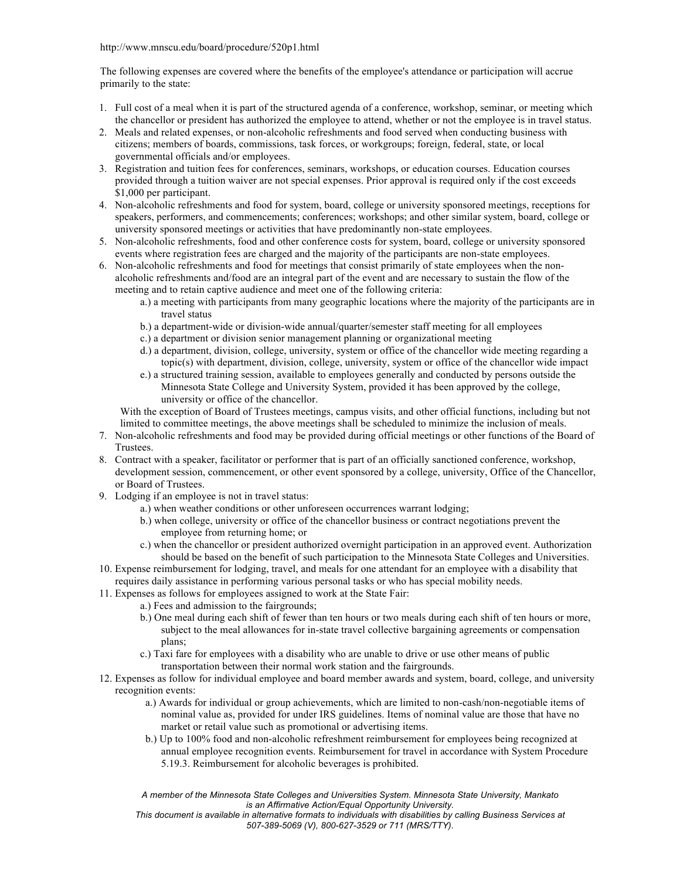http://www.mnscu.edu/board/procedure/520p1.html

The following expenses are covered where the benefits of the employee's attendance or participation will accrue primarily to the state:

1. Full cost of a meal when it is part of the structured agenda of a conference, workshop, seminar, or meeting which the chancellor or president has authorized the employee to attend, whether or not the employee is in travel status.
2. Meals and related expenses, or non-alcoholic refreshments and food served when conducting business with citizens; members of boards, commissions, task forces, or workgroups; foreign, federal, state, or local governmental officials and/or employees.
3. Registration and tuition fees for conferences, seminars, workshops, or education courses. Education courses provided through a tuition waiver are not special expenses. Prior approval is required only if the cost exceeds $1,000 per participant.
4. Non-alcoholic refreshments and food for system, board, college or university sponsored meetings, receptions for speakers, performers, and commencements; conferences; workshops; and other similar system, board, college or university sponsored meetings or activities that have predominantly non-state employees.
5. Non-alcoholic refreshments, food and other conference costs for system, board, college or university sponsored events where registration fees are charged and the majority of the participants are non-state employees.
6. Non-alcoholic refreshments and food for meetings that consist primarily of state employees when the non-alcoholic refreshments and/food are an integral part of the event and are necessary to sustain the flow of the meeting and to retain captive audience and meet one of the following criteria:
   a.) a meeting with participants from many geographic locations where the majority of the participants are in travel status
   b.) a department-wide or division-wide annual/quarter/semester staff meeting for all employees
   c.) a department or division senior management planning or organizational meeting
   d.) a department, division, college, university, system or office of the chancellor wide meeting regarding a topic(s) with department, division, college, university, system or office of the chancellor wide impact
   e.) a structured training session, available to employees generally and conducted by persons outside the Minnesota State College and University System, provided it has been approved by the college, university or office of the chancellor.

   With the exception of Board of Trustees meetings, campus visits, and other official functions, including but not limited to committee meetings, the above meetings shall be scheduled to minimize the inclusion of meals.
7. Non-alcoholic refreshments and food may be provided during official meetings or other functions of the Board of Trustees.
8. Contract with a speaker, facilitator or performer that is part of an officially sanctioned conference, workshop, development session, commencement, or other event sponsored by a college, university, Office of the Chancellor, or Board of Trustees.
9. Lodging if an employee is not in travel status:
   a.) when weather conditions or other unforeseen occurrences warrant lodging;
   b.) when college, university or office of the chancellor business or contract negotiations prevent the employee from returning home; or
   c.) when the chancellor or president authorized overnight participation in an approved event. Authorization should be based on the benefit of such participation to the Minnesota State Colleges and Universities.
10. Expense reimbursement for lodging, travel, and meals for one attendant for an employee with a disability that requires daily assistance in performing various personal tasks or who has special mobility needs.
11. Expenses as follows for employees assigned to work at the State Fair:
    a.) Fees and admission to the fairgrounds;
    b.) One meal during each shift of fewer than ten hours or two meals during each shift of ten hours or more, subject to the meal allowances for in-state travel collective bargaining agreements or compensation plans;
    c.) Taxi fare for employees with a disability who are unable to drive or use other means of public transportation between their normal work station and the fairgrounds.
12. Expenses as follow for individual employee and board member awards and system, board, college, and university recognition events:
    a.) Awards for individual or group achievements, which are limited to non-cash/non-negotiable items of nominal value as, provided for under IRS guidelines. Items of nominal value are those that have no market or retail value such as promotional or advertising items.
    b.) Up to 100% food and non-alcoholic refreshment reimbursement for employees being recognized at annual employee recognition events. Reimbursement for travel in accordance with System Procedure 5.19.3. Reimbursement for alcoholic beverages is prohibited.

*A member of the Minnesota State Colleges and Universities System. Minnesota State University, Mankato is an Affirmative Action/Equal Opportunity University.*
*This document is available in alternative formats to individuals with disabilities by calling Business Services at 507-389-5069 (V), 800-627-3529 or 711 (MRS/TTY).*